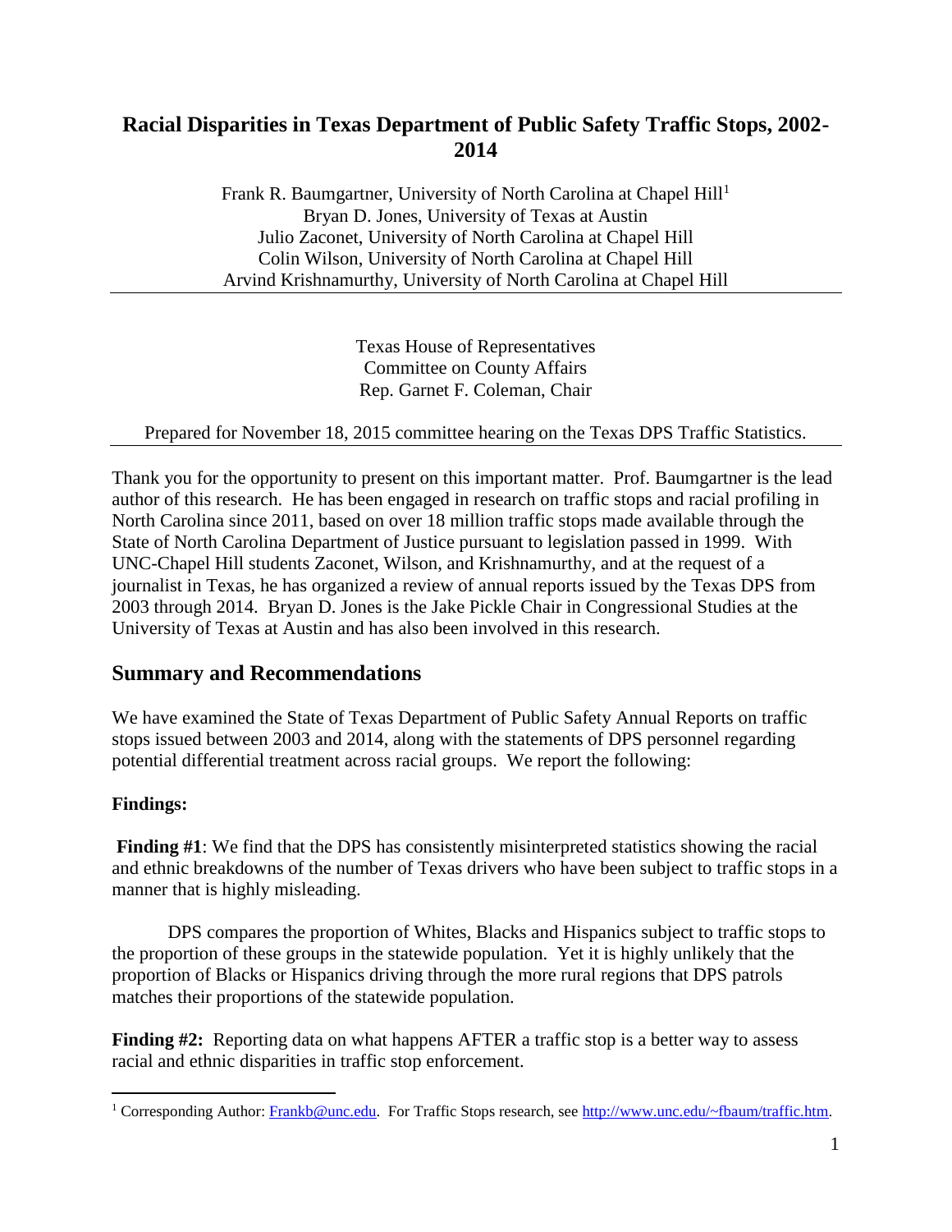# Racial Disparities in Texas Department of Public Safety Traffic Stops, 2002-2014

Frank R. Baumgartner, University of North Carolina at Chapel Hill[1]
Bryan D. Jones, University of Texas at Austin
Julio Zaconet, University of North Carolina at Chapel Hill
Colin Wilson, University of North Carolina at Chapel Hill
Arvind Krishnamurthy, University of North Carolina at Chapel Hill

---

Texas House of Representatives
Committee on County Affairs
Rep. Garnet F. Coleman, Chair

Prepared for November 18, 2015 committee hearing on the Texas DPS Traffic Statistics.

---

Thank you for the opportunity to present on this important matter. Prof. Baumgartner is the lead author of this research. He has been engaged in research on traffic stops and racial profiling in North Carolina since 2011, based on over 18 million traffic stops made available through the State of North Carolina Department of Justice pursuant to legislation passed in 1999. With UNC-Chapel Hill students Zaconet, Wilson, and Krishnamurthy, and at the request of a journalist in Texas, he has organized a review of annual reports issued by the Texas DPS from 2003 through 2014. Bryan D. Jones is the Jake Pickle Chair in Congressional Studies at the University of Texas at Austin and has also been involved in this research.

## Summary and Recommendations

We have examined the State of Texas Department of Public Safety Annual Reports on traffic stops issued between 2003 and 2014, along with the statements of DPS personnel regarding potential differential treatment across racial groups. We report the following:

**Findings:**

**Finding #1**: We find that the DPS has consistently misinterpreted statistics showing the racial and ethnic breakdowns of the number of Texas drivers who have been subject to traffic stops in a manner that is highly misleading.

DPS compares the proportion of Whites, Blacks and Hispanics subject to traffic stops to the proportion of these groups in the statewide population. Yet it is highly unlikely that the proportion of Blacks or Hispanics driving through the more rural regions that DPS patrols matches their proportions of the statewide population.

**Finding #2:** Reporting data on what happens AFTER a traffic stop is a better way to assess racial and ethnic disparities in traffic stop enforcement.

---

[1] Corresponding Author: Frankb@unc.edu. For Traffic Stops research, see http://www.unc.edu/~fbaum/traffic.htm.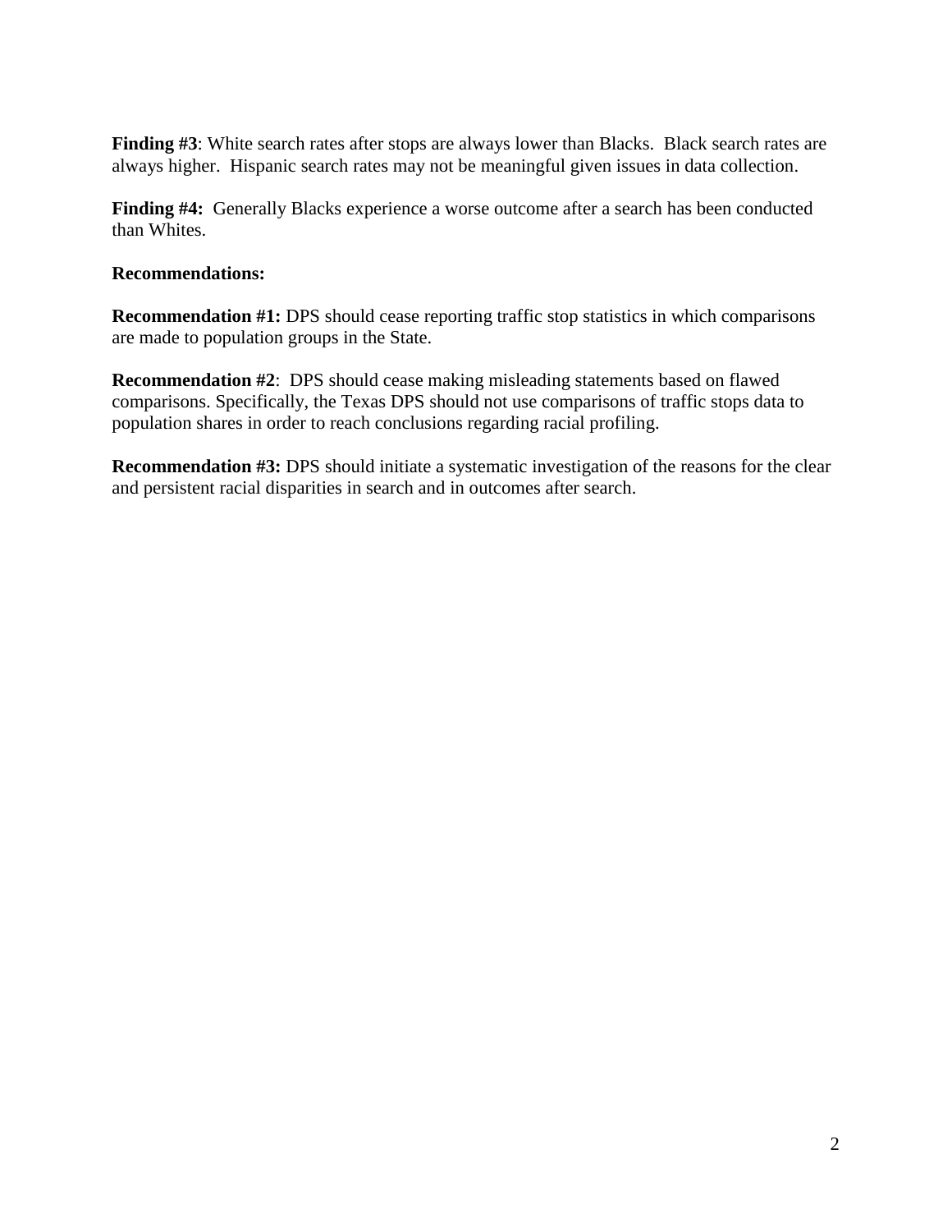**Finding #3**: White search rates after stops are always lower than Blacks. Black search rates are always higher. Hispanic search rates may not be meaningful given issues in data collection.

**Finding #4:** Generally Blacks experience a worse outcome after a search has been conducted than Whites.

**Recommendations:**

**Recommendation #1:** DPS should cease reporting traffic stop statistics in which comparisons are made to population groups in the State.

**Recommendation #2**: DPS should cease making misleading statements based on flawed comparisons. Specifically, the Texas DPS should not use comparisons of traffic stops data to population shares in order to reach conclusions regarding racial profiling.

**Recommendation #3:** DPS should initiate a systematic investigation of the reasons for the clear and persistent racial disparities in search and in outcomes after search.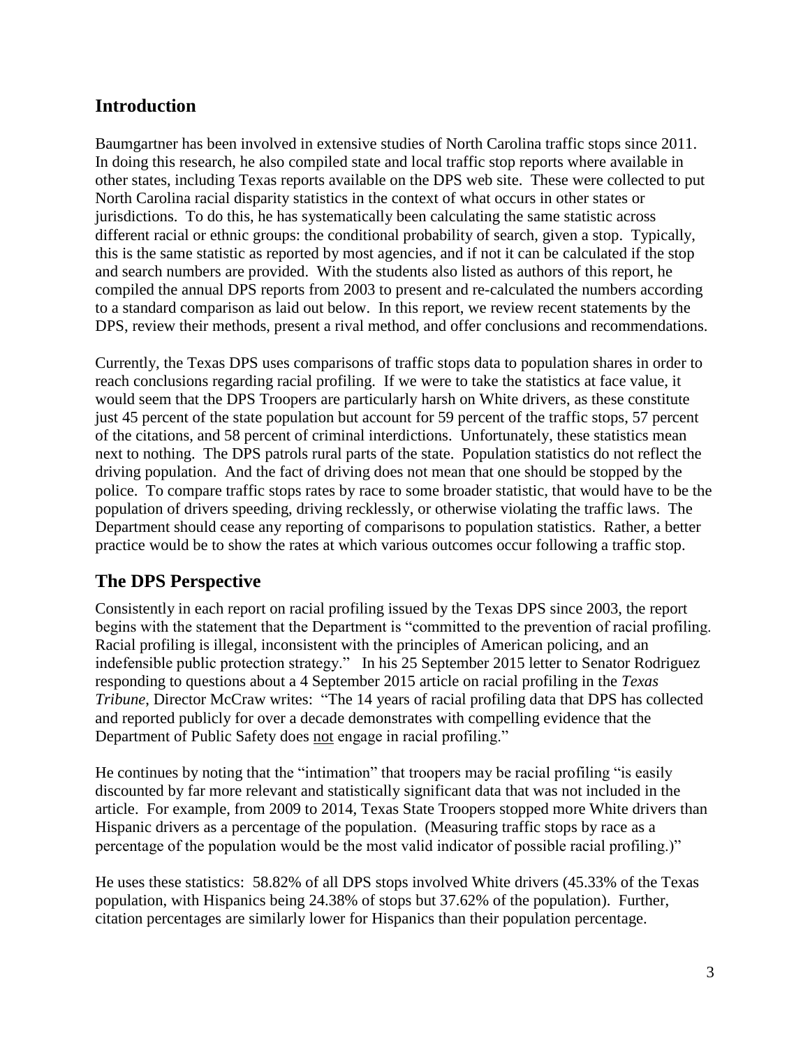## Introduction

Baumgartner has been involved in extensive studies of North Carolina traffic stops since 2011. In doing this research, he also compiled state and local traffic stop reports where available in other states, including Texas reports available on the DPS web site. These were collected to put North Carolina racial disparity statistics in the context of what occurs in other states or jurisdictions. To do this, he has systematically been calculating the same statistic across different racial or ethnic groups: the conditional probability of search, given a stop. Typically, this is the same statistic as reported by most agencies, and if not it can be calculated if the stop and search numbers are provided. With the students also listed as authors of this report, he compiled the annual DPS reports from 2003 to present and re-calculated the numbers according to a standard comparison as laid out below. In this report, we review recent statements by the DPS, review their methods, present a rival method, and offer conclusions and recommendations.

Currently, the Texas DPS uses comparisons of traffic stops data to population shares in order to reach conclusions regarding racial profiling. If we were to take the statistics at face value, it would seem that the DPS Troopers are particularly harsh on White drivers, as these constitute just 45 percent of the state population but account for 59 percent of the traffic stops, 57 percent of the citations, and 58 percent of criminal interdictions. Unfortunately, these statistics mean next to nothing. The DPS patrols rural parts of the state. Population statistics do not reflect the driving population. And the fact of driving does not mean that one should be stopped by the police. To compare traffic stops rates by race to some broader statistic, that would have to be the population of drivers speeding, driving recklessly, or otherwise violating the traffic laws. The Department should cease any reporting of comparisons to population statistics. Rather, a better practice would be to show the rates at which various outcomes occur following a traffic stop.

## The DPS Perspective

Consistently in each report on racial profiling issued by the Texas DPS since 2003, the report begins with the statement that the Department is "committed to the prevention of racial profiling. Racial profiling is illegal, inconsistent with the principles of American policing, and an indefensible public protection strategy." In his 25 September 2015 letter to Senator Rodriguez responding to questions about a 4 September 2015 article on racial profiling in the *Texas Tribune*, Director McCraw writes: "The 14 years of racial profiling data that DPS has collected and reported publicly for over a decade demonstrates with compelling evidence that the Department of Public Safety does not engage in racial profiling."

He continues by noting that the "intimation" that troopers may be racial profiling "is easily discounted by far more relevant and statistically significant data that was not included in the article. For example, from 2009 to 2014, Texas State Troopers stopped more White drivers than Hispanic drivers as a percentage of the population. (Measuring traffic stops by race as a percentage of the population would be the most valid indicator of possible racial profiling.)"

He uses these statistics: 58.82% of all DPS stops involved White drivers (45.33% of the Texas population, with Hispanics being 24.38% of stops but 37.62% of the population). Further, citation percentages are similarly lower for Hispanics than their population percentage.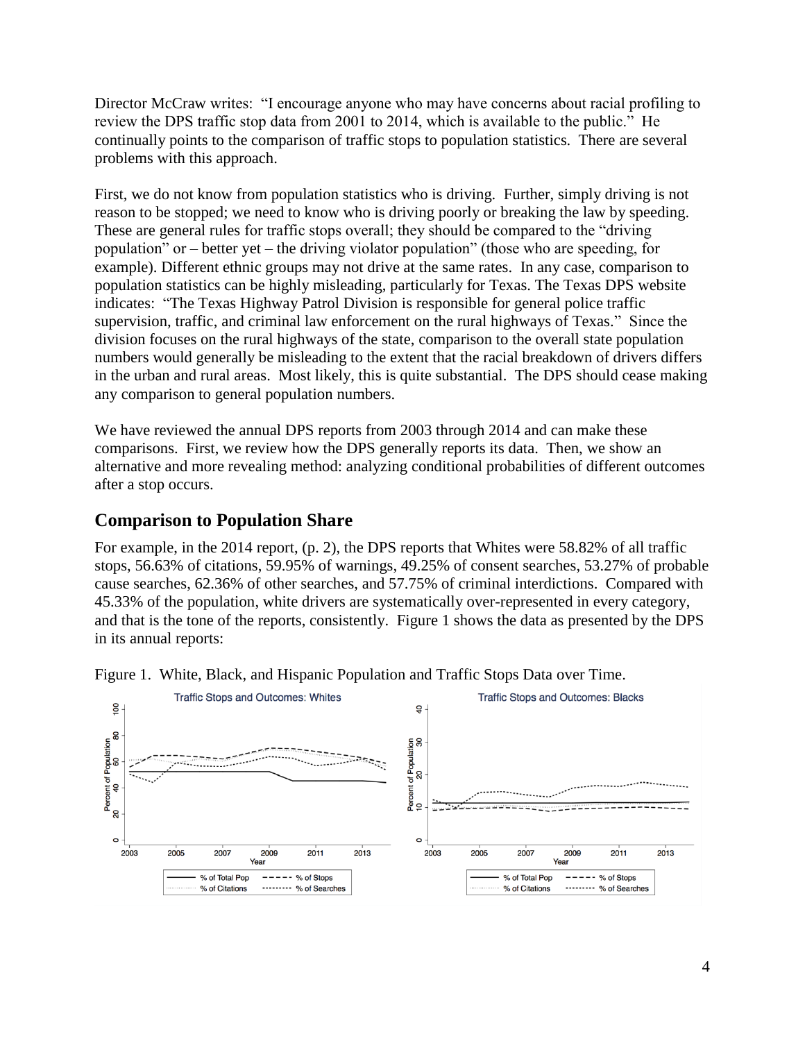Director McCraw writes: "I encourage anyone who may have concerns about racial profiling to review the DPS traffic stop data from 2001 to 2014, which is available to the public." He continually points to the comparison of traffic stops to population statistics. There are several problems with this approach.

First, we do not know from population statistics who is driving. Further, simply driving is not reason to be stopped; we need to know who is driving poorly or breaking the law by speeding. These are general rules for traffic stops overall; they should be compared to the "driving population" or – better yet – the driving violator population" (those who are speeding, for example). Different ethnic groups may not drive at the same rates. In any case, comparison to population statistics can be highly misleading, particularly for Texas. The Texas DPS website indicates: "The Texas Highway Patrol Division is responsible for general police traffic supervision, traffic, and criminal law enforcement on the rural highways of Texas." Since the division focuses on the rural highways of the state, comparison to the overall state population numbers would generally be misleading to the extent that the racial breakdown of drivers differs in the urban and rural areas. Most likely, this is quite substantial. The DPS should cease making any comparison to general population numbers.

We have reviewed the annual DPS reports from 2003 through 2014 and can make these comparisons. First, we review how the DPS generally reports its data. Then, we show an alternative and more revealing method: analyzing conditional probabilities of different outcomes after a stop occurs.

## Comparison to Population Share

For example, in the 2014 report, (p. 2), the DPS reports that Whites were 58.82% of all traffic stops, 56.63% of citations, 59.95% of warnings, 49.25% of consent searches, 53.27% of probable cause searches, 62.36% of other searches, and 57.75% of criminal interdictions. Compared with 45.33% of the population, white drivers are systematically over-represented in every category, and that is the tone of the reports, consistently. Figure 1 shows the data as presented by the DPS in its annual reports:

Figure 1. White, Black, and Hispanic Population and Traffic Stops Data over Time.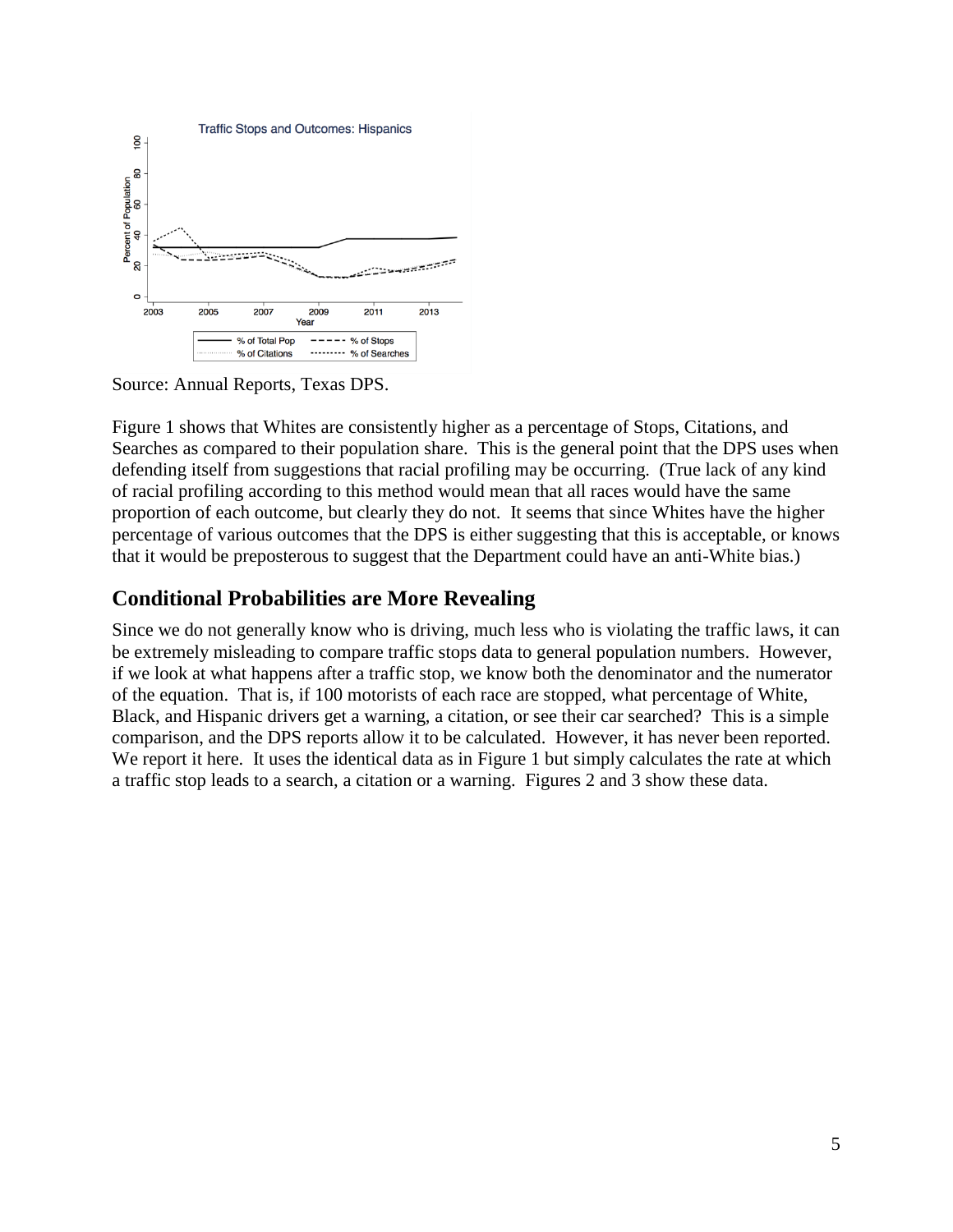Source: Annual Reports, Texas DPS.

Figure 1 shows that Whites are consistently higher as a percentage of Stops, Citations, and Searches as compared to their population share. This is the general point that the DPS uses when defending itself from suggestions that racial profiling may be occurring. (True lack of any kind of racial profiling according to this method would mean that all races would have the same proportion of each outcome, but clearly they do not. It seems that since Whites have the higher percentage of various outcomes that the DPS is either suggesting that this is acceptable, or knows that it would be preposterous to suggest that the Department could have an anti-White bias.)

## Conditional Probabilities are More Revealing

Since we do not generally know who is driving, much less who is violating the traffic laws, it can be extremely misleading to compare traffic stops data to general population numbers. However, if we look at what happens after a traffic stop, we know both the denominator and the numerator of the equation. That is, if 100 motorists of each race are stopped, what percentage of White, Black, and Hispanic drivers get a warning, a citation, or see their car searched? This is a simple comparison, and the DPS reports allow it to be calculated. However, it has never been reported. We report it here. It uses the identical data as in Figure 1 but simply calculates the rate at which a traffic stop leads to a search, a citation or a warning. Figures 2 and 3 show these data.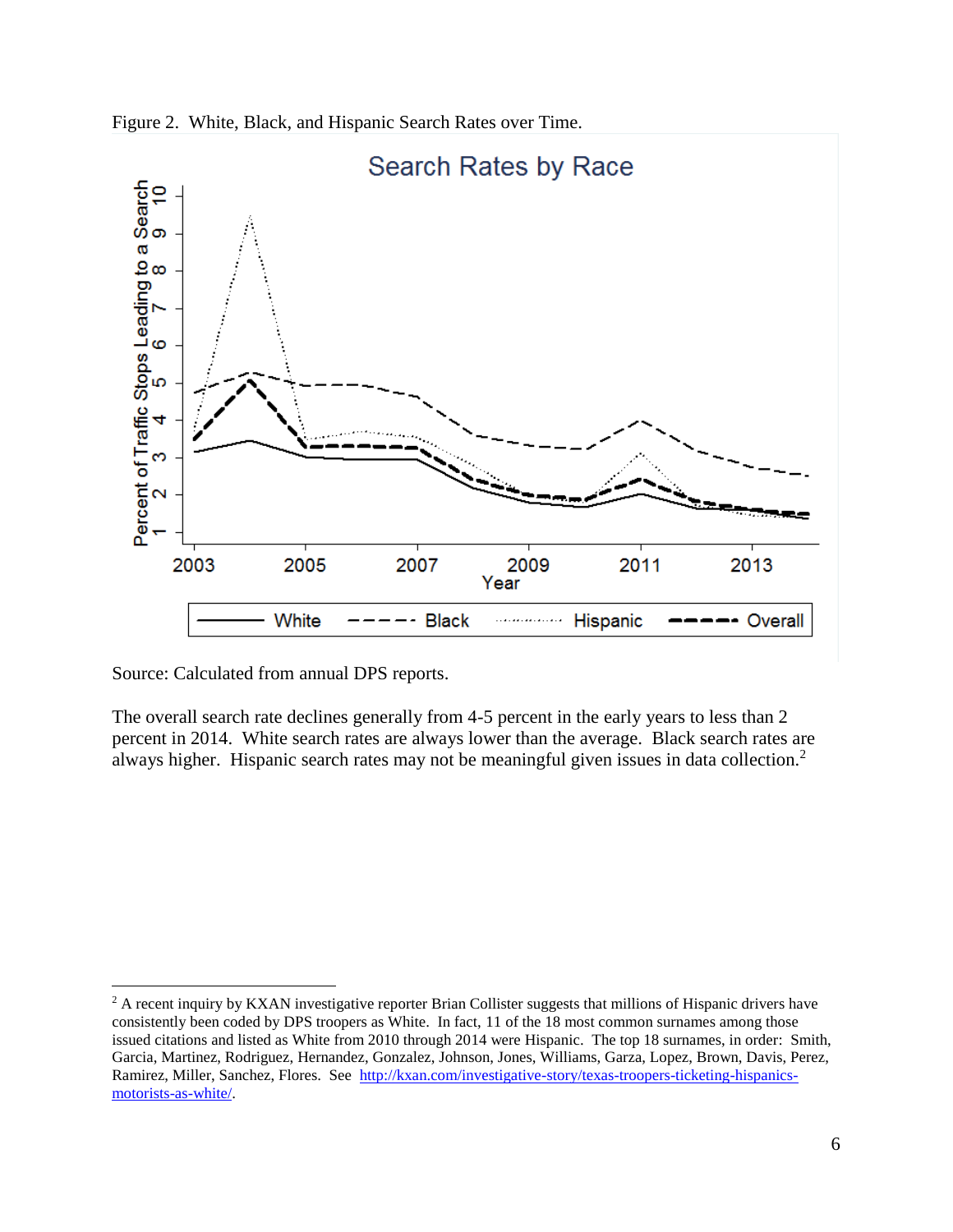Figure 2. White, Black, and Hispanic Search Rates over Time.

Source: Calculated from annual DPS reports.

The overall search rate declines generally from 4-5 percent in the early years to less than 2 percent in 2014. White search rates are always lower than the average. Black search rates are always higher. Hispanic search rates may not be meaningful given issues in data collection.[2]

[2] A recent inquiry by KXAN investigative reporter Brian Collister suggests that millions of Hispanic drivers have consistently been coded by DPS troopers as White. In fact, 11 of the 18 most common surnames among those issued citations and listed as White from 2010 through 2014 were Hispanic. The top 18 surnames, in order: Smith, Garcia, Martinez, Rodriguez, Hernandez, Gonzalez, Johnson, Jones, Williams, Garza, Lopez, Brown, Davis, Perez, Ramirez, Miller, Sanchez, Flores. See [http://kxan.com/investigative-story/texas-troopers-ticketing-hispanics-motorists-as-white/](http://kxan.com/investigative-story/texas-troopers-ticketing-hispanics-motorists-as-white/).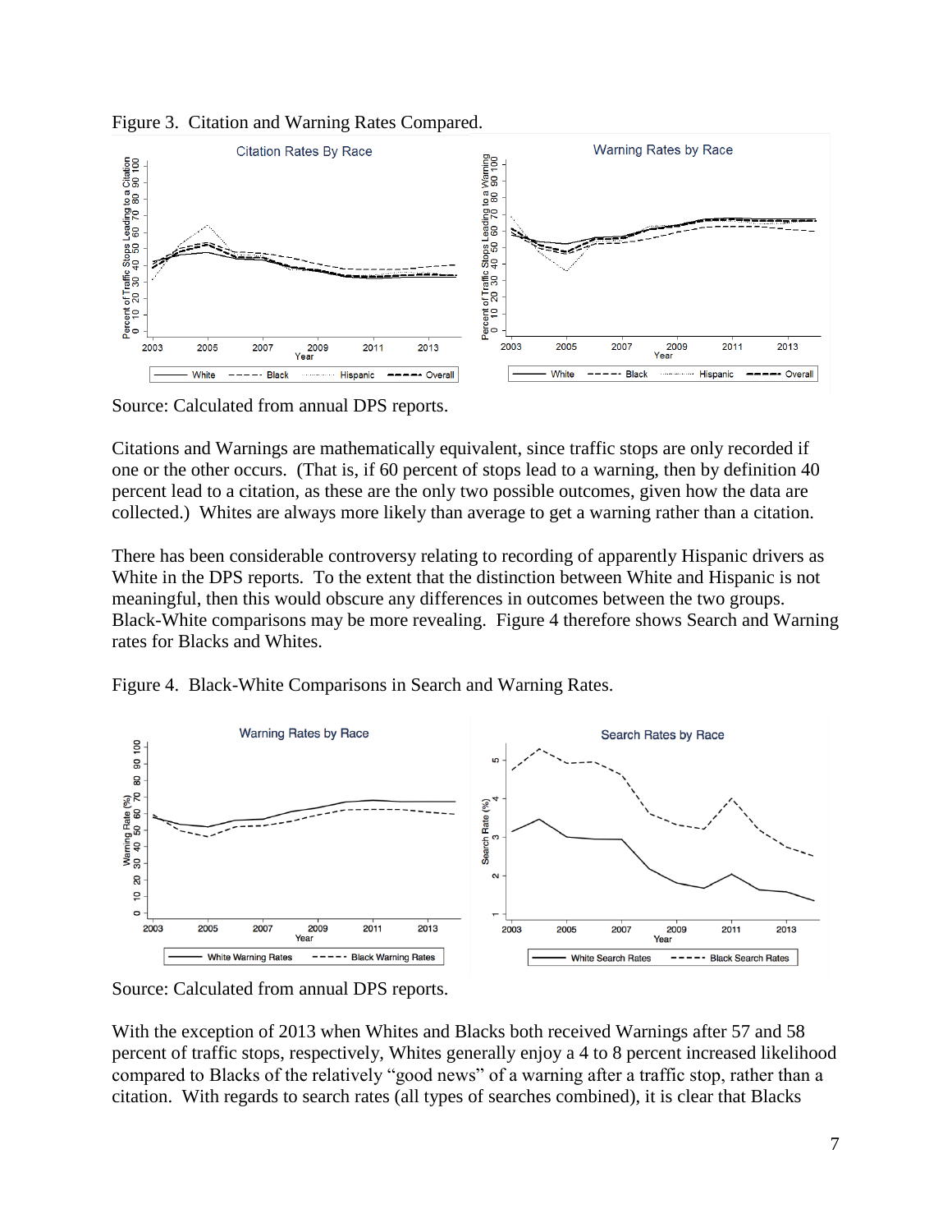Figure 3. Citation and Warning Rates Compared.

Source: Calculated from annual DPS reports.

Citations and Warnings are mathematically equivalent, since traffic stops are only recorded if one or the other occurs. (That is, if 60 percent of stops lead to a warning, then by definition 40 percent lead to a citation, as these are the only two possible outcomes, given how the data are collected.) Whites are always more likely than average to get a warning rather than a citation.

There has been considerable controversy relating to recording of apparently Hispanic drivers as White in the DPS reports. To the extent that the distinction between White and Hispanic is not meaningful, then this would obscure any differences in outcomes between the two groups. Black-White comparisons may be more revealing. Figure 4 therefore shows Search and Warning rates for Blacks and Whites.

Figure 4. Black-White Comparisons in Search and Warning Rates.

Source: Calculated from annual DPS reports.

With the exception of 2013 when Whites and Blacks both received Warnings after 57 and 58 percent of traffic stops, respectively, Whites generally enjoy a 4 to 8 percent increased likelihood compared to Blacks of the relatively "good news" of a warning after a traffic stop, rather than a citation. With regards to search rates (all types of searches combined), it is clear that Blacks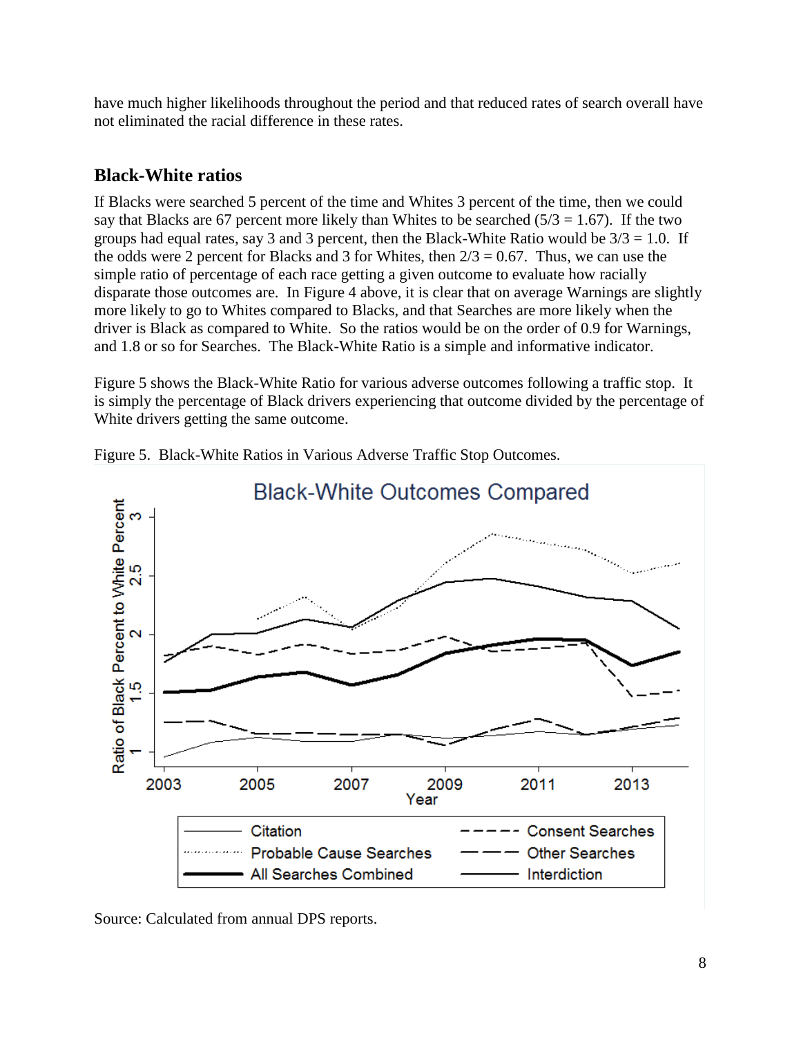have much higher likelihoods throughout the period and that reduced rates of search overall have not eliminated the racial difference in these rates.

## Black-White ratios

If Blacks were searched 5 percent of the time and Whites 3 percent of the time, then we could say that Blacks are 67 percent more likely than Whites to be searched (5/3 = 1.67). If the two groups had equal rates, say 3 and 3 percent, then the Black-White Ratio would be 3/3 = 1.0. If the odds were 2 percent for Blacks and 3 for Whites, then 2/3 = 0.67. Thus, we can use the simple ratio of percentage of each race getting a given outcome to evaluate how racially disparate those outcomes are. In Figure 4 above, it is clear that on average Warnings are slightly more likely to go to Whites compared to Blacks, and that Searches are more likely when the driver is Black as compared to White. So the ratios would be on the order of 0.9 for Warnings, and 1.8 or so for Searches. The Black-White Ratio is a simple and informative indicator.

Figure 5 shows the Black-White Ratio for various adverse outcomes following a traffic stop. It is simply the percentage of Black drivers experiencing that outcome divided by the percentage of White drivers getting the same outcome.

Figure 5. Black-White Ratios in Various Adverse Traffic Stop Outcomes.

Source: Calculated from annual DPS reports.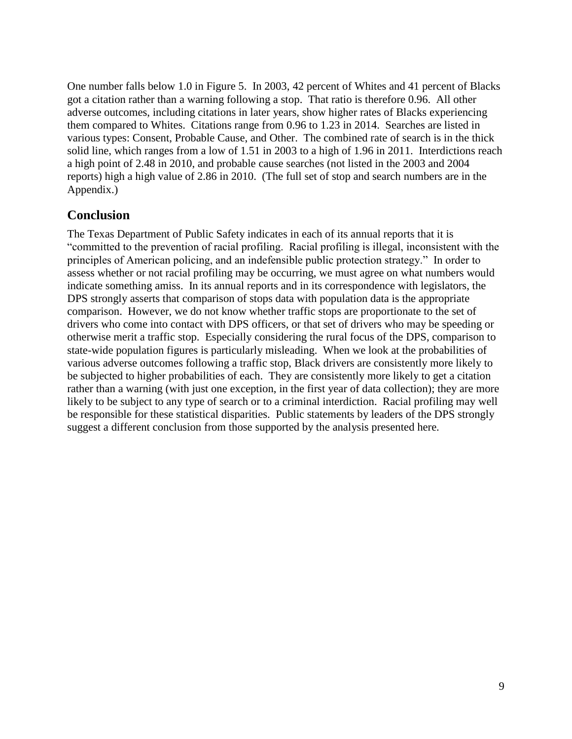One number falls below 1.0 in Figure 5. In 2003, 42 percent of Whites and 41 percent of Blacks got a citation rather than a warning following a stop. That ratio is therefore 0.96. All other adverse outcomes, including citations in later years, show higher rates of Blacks experiencing them compared to Whites. Citations range from 0.96 to 1.23 in 2014. Searches are listed in various types: Consent, Probable Cause, and Other. The combined rate of search is in the thick solid line, which ranges from a low of 1.51 in 2003 to a high of 1.96 in 2011. Interdictions reach a high point of 2.48 in 2010, and probable cause searches (not listed in the 2003 and 2004 reports) high a high value of 2.86 in 2010. (The full set of stop and search numbers are in the Appendix.)

## Conclusion

The Texas Department of Public Safety indicates in each of its annual reports that it is "committed to the prevention of racial profiling. Racial profiling is illegal, inconsistent with the principles of American policing, and an indefensible public protection strategy." In order to assess whether or not racial profiling may be occurring, we must agree on what numbers would indicate something amiss. In its annual reports and in its correspondence with legislators, the DPS strongly asserts that comparison of stops data with population data is the appropriate comparison. However, we do not know whether traffic stops are proportionate to the set of drivers who come into contact with DPS officers, or that set of drivers who may be speeding or otherwise merit a traffic stop. Especially considering the rural focus of the DPS, comparison to state-wide population figures is particularly misleading. When we look at the probabilities of various adverse outcomes following a traffic stop, Black drivers are consistently more likely to be subjected to higher probabilities of each. They are consistently more likely to get a citation rather than a warning (with just one exception, in the first year of data collection); they are more likely to be subject to any type of search or to a criminal interdiction. Racial profiling may well be responsible for these statistical disparities. Public statements by leaders of the DPS strongly suggest a different conclusion from those supported by the analysis presented here.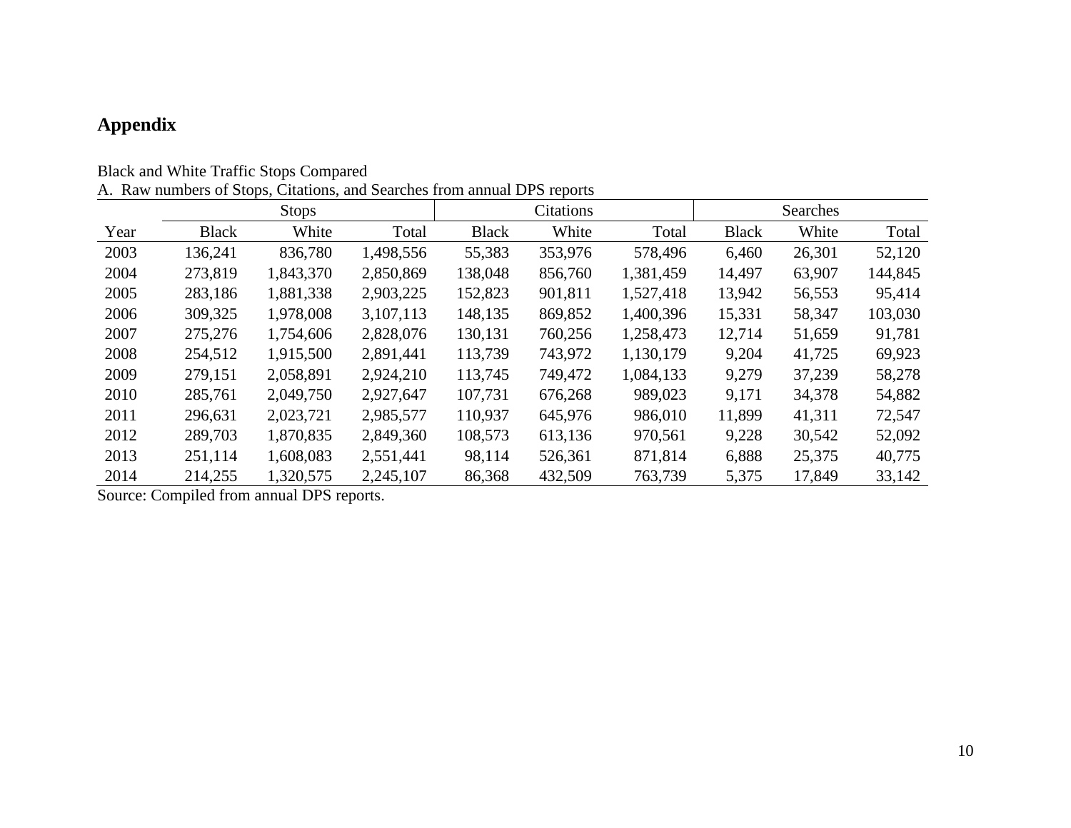# Appendix

Black and White Traffic Stops Compared

A. Raw numbers of Stops, Citations, and Searches from annual DPS reports

| | Stops | | | Citations | | | Searches | | |
|---|---|---|---|---|---|---|---|---|---|
| Year | Black | White | Total | Black | White | Total | Black | White | Total |
| 2003 | 136,241 | 836,780 | 1,498,556 | 55,383 | 353,976 | 578,496 | 6,460 | 26,301 | 52,120 |
| 2004 | 273,819 | 1,843,370 | 2,850,869 | 138,048 | 856,760 | 1,381,459 | 14,497 | 63,907 | 144,845 |
| 2005 | 283,186 | 1,881,338 | 2,903,225 | 152,823 | 901,811 | 1,527,418 | 13,942 | 56,553 | 95,414 |
| 2006 | 309,325 | 1,978,008 | 3,107,113 | 148,135 | 869,852 | 1,400,396 | 15,331 | 58,347 | 103,030 |
| 2007 | 275,276 | 1,754,606 | 2,828,076 | 130,131 | 760,256 | 1,258,473 | 12,714 | 51,659 | 91,781 |
| 2008 | 254,512 | 1,915,500 | 2,891,441 | 113,739 | 743,972 | 1,130,179 | 9,204 | 41,725 | 69,923 |
| 2009 | 279,151 | 2,058,891 | 2,924,210 | 113,745 | 749,472 | 1,084,133 | 9,279 | 37,239 | 58,278 |
| 2010 | 285,761 | 2,049,750 | 2,927,647 | 107,731 | 676,268 | 989,023 | 9,171 | 34,378 | 54,882 |
| 2011 | 296,631 | 2,023,721 | 2,985,577 | 110,937 | 645,976 | 986,010 | 11,899 | 41,311 | 72,547 |
| 2012 | 289,703 | 1,870,835 | 2,849,360 | 108,573 | 613,136 | 970,561 | 9,228 | 30,542 | 52,092 |
| 2013 | 251,114 | 1,608,083 | 2,551,441 | 98,114 | 526,361 | 871,814 | 6,888 | 25,375 | 40,775 |
| 2014 | 214,255 | 1,320,575 | 2,245,107 | 86,368 | 432,509 | 763,739 | 5,375 | 17,849 | 33,142 |

Source: Compiled from annual DPS reports.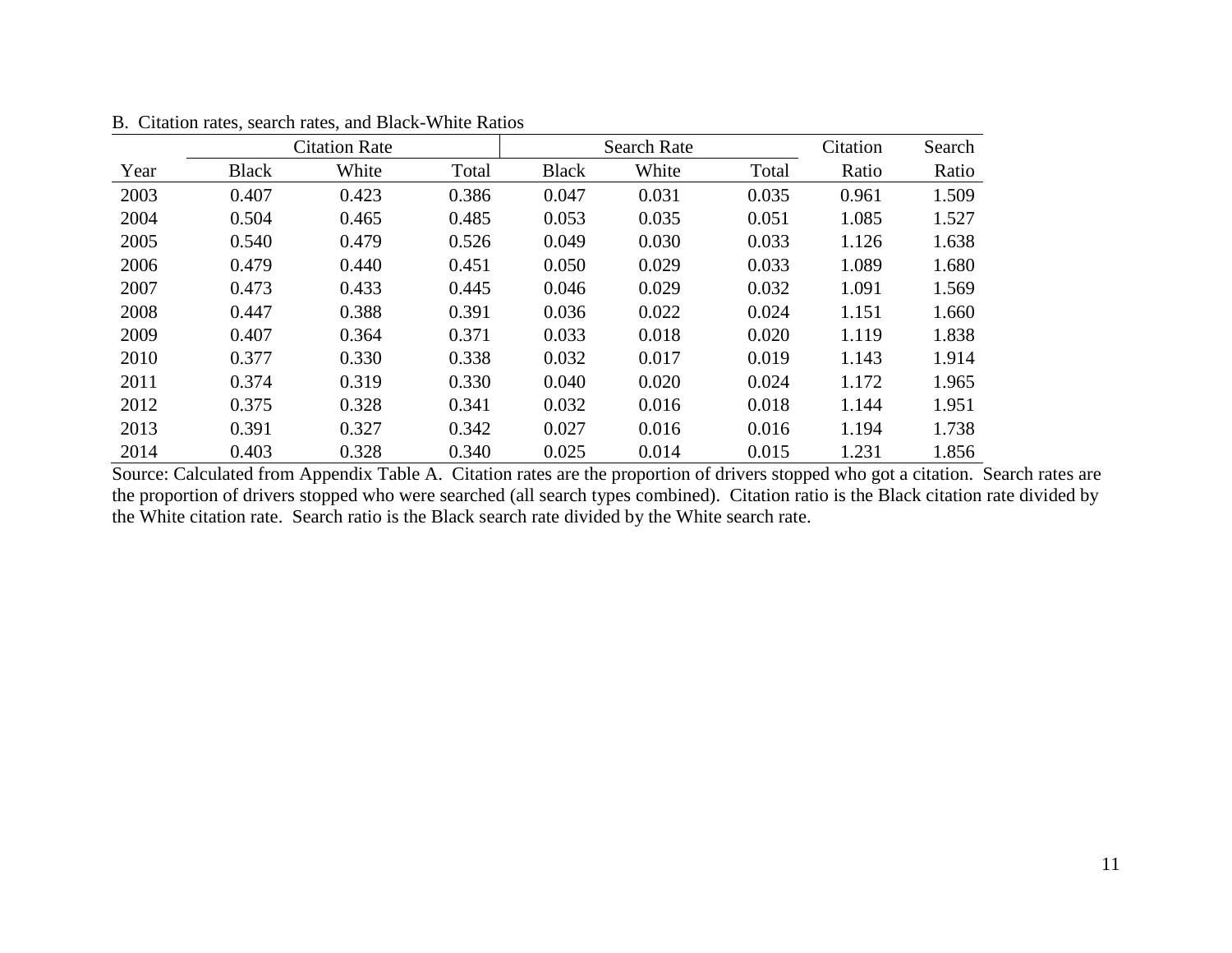B. Citation rates, search rates, and Black-White Ratios

| | Citation Rate | | | Search Rate | | | Citation | Search |
|---|---|---|---|---|---|---|---|---|
| Year | Black | White | Total | Black | White | Total | Ratio | Ratio |
| 2003 | 0.407 | 0.423 | 0.386 | 0.047 | 0.031 | 0.035 | 0.961 | 1.509 |
| 2004 | 0.504 | 0.465 | 0.485 | 0.053 | 0.035 | 0.051 | 1.085 | 1.527 |
| 2005 | 0.540 | 0.479 | 0.526 | 0.049 | 0.030 | 0.033 | 1.126 | 1.638 |
| 2006 | 0.479 | 0.440 | 0.451 | 0.050 | 0.029 | 0.033 | 1.089 | 1.680 |
| 2007 | 0.473 | 0.433 | 0.445 | 0.046 | 0.029 | 0.032 | 1.091 | 1.569 |
| 2008 | 0.447 | 0.388 | 0.391 | 0.036 | 0.022 | 0.024 | 1.151 | 1.660 |
| 2009 | 0.407 | 0.364 | 0.371 | 0.033 | 0.018 | 0.020 | 1.119 | 1.838 |
| 2010 | 0.377 | 0.330 | 0.338 | 0.032 | 0.017 | 0.019 | 1.143 | 1.914 |
| 2011 | 0.374 | 0.319 | 0.330 | 0.040 | 0.020 | 0.024 | 1.172 | 1.965 |
| 2012 | 0.375 | 0.328 | 0.341 | 0.032 | 0.016 | 0.018 | 1.144 | 1.951 |
| 2013 | 0.391 | 0.327 | 0.342 | 0.027 | 0.016 | 0.016 | 1.194 | 1.738 |
| 2014 | 0.403 | 0.328 | 0.340 | 0.025 | 0.014 | 0.015 | 1.231 | 1.856 |

Source: Calculated from Appendix Table A. Citation rates are the proportion of drivers stopped who got a citation. Search rates are the proportion of drivers stopped who were searched (all search types combined). Citation ratio is the Black citation rate divided by the White citation rate. Search ratio is the Black search rate divided by the White search rate.